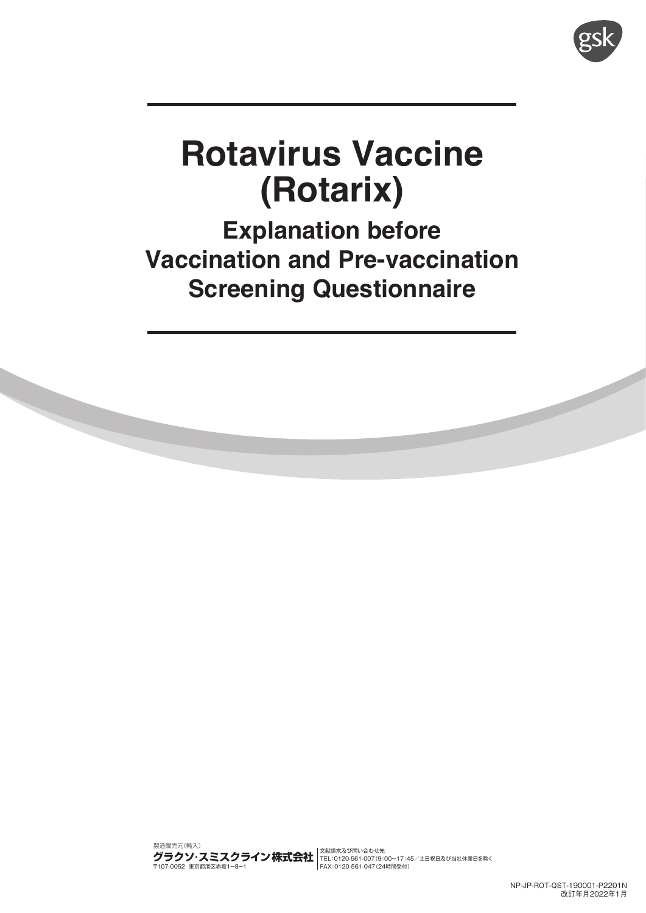# Rotavirus Vaccine (Rotarix)

## Explanation before Vaccination and Pre-vaccination Screening Questionnaire

製造販売元（輸入）
**グラクソ・スミスクライン株式会社**
〒107-0052 東京都港区赤坂1−8−1

文献請求及び問い合わせ先
TEL：0120-561-007（9：00〜17：45／土日祝日及び当社休業日を除く
FAX：0120-561-047（24時間受付）

NP-JP-ROT-QST-190001-P2201N
改訂年月2022年1月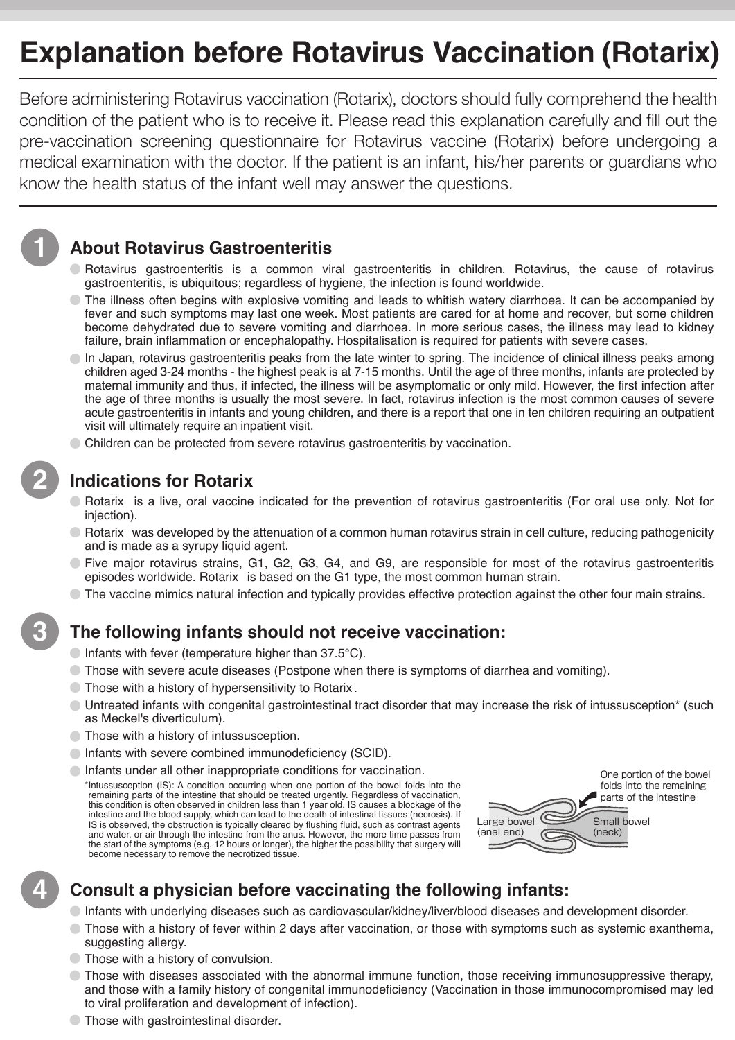# Explanation before Rotavirus Vaccination (Rotarix)

Before administering Rotavirus vaccination (Rotarix), doctors should fully comprehend the health condition of the patient who is to receive it. Please read this explanation carefully and fill out the pre-vaccination screening questionnaire for Rotavirus vaccine (Rotarix) before undergoing a medical examination with the doctor. If the patient is an infant, his/her parents or guardians who know the health status of the infant well may answer the questions.

## 1 About Rotavirus Gastroenteritis

- Rotavirus gastroenteritis is a common viral gastroenteritis in children. Rotavirus, the cause of rotavirus gastroenteritis, is ubiquitous; regardless of hygiene, the infection is found worldwide.
- The illness often begins with explosive vomiting and leads to whitish watery diarrhoea. It can be accompanied by fever and such symptoms may last one week. Most patients are cared for at home and recover, but some children become dehydrated due to severe vomiting and diarrhoea. In more serious cases, the illness may lead to kidney failure, brain inflammation or encephalopathy. Hospitalisation is required for patients with severe cases.
- In Japan, rotavirus gastroenteritis peaks from the late winter to spring. The incidence of clinical illness peaks among children aged 3-24 months - the highest peak is at 7-15 months. Until the age of three months, infants are protected by maternal immunity and thus, if infected, the illness will be asymptomatic or only mild. However, the first infection after the age of three months is usually the most severe. In fact, rotavirus infection is the most common causes of severe acute gastroenteritis in infants and young children, and there is a report that one in ten children requiring an outpatient visit will ultimately require an inpatient visit.
- Children can be protected from severe rotavirus gastroenteritis by vaccination.

## 2 Indications for Rotarix

- Rotarix is a live, oral vaccine indicated for the prevention of rotavirus gastroenteritis (For oral use only. Not for injection).
- Rotarix was developed by the attenuation of a common human rotavirus strain in cell culture, reducing pathogenicity and is made as a syrupy liquid agent.
- Five major rotavirus strains, G1, G2, G3, G4, and G9, are responsible for most of the rotavirus gastroenteritis episodes worldwide. Rotarix is based on the G1 type, the most common human strain.
- The vaccine mimics natural infection and typically provides effective protection against the other four main strains.

## 3 The following infants should not receive vaccination:

- Infants with fever (temperature higher than 37.5°C).
- Those with severe acute diseases (Postpone when there is symptoms of diarrhea and vomiting).
- Those with a history of hypersensitivity to Rotarix.
- Untreated infants with congenital gastrointestinal tract disorder that may increase the risk of intussusception* (such as Meckel's diverticulum).
- Those with a history of intussusception.
- Infants with severe combined immunodeficiency (SCID).
- Infants under all other inappropriate conditions for vaccination.

*Intussusception (IS): A condition occurring when one portion of the bowel folds into the remaining parts of the intestine that should be treated urgently. Regardless of vaccination, this condition is often observed in children less than 1 year old. IS causes a blockage of the intestine and the blood supply, which can lead to the death of intestinal tissues (necrosis). If IS is observed, the obstruction is typically cleared by flushing fluid, such as contrast agents and water, or air through the intestine from the anus. However, the more time passes from the start of the symptoms (e.g. 12 hours or longer), the higher the possibility that surgery will become necessary to remove the necrotized tissue.

One portion of the bowel folds into the remaining parts of the intestine

Large bowel (anal end)

Small bowel (neck)

## 4 Consult a physician before vaccinating the following infants:

- Infants with underlying diseases such as cardiovascular/kidney/liver/blood diseases and development disorder.
- Those with a history of fever within 2 days after vaccination, or those with symptoms such as systemic exanthema, suggesting allergy.
- Those with a history of convulsion.
- Those with diseases associated with the abnormal immune function, those receiving immunosuppressive therapy, and those with a family history of congenital immunodeficiency (Vaccination in those immunocompromised may led to viral proliferation and development of infection).
- Those with gastrointestinal disorder.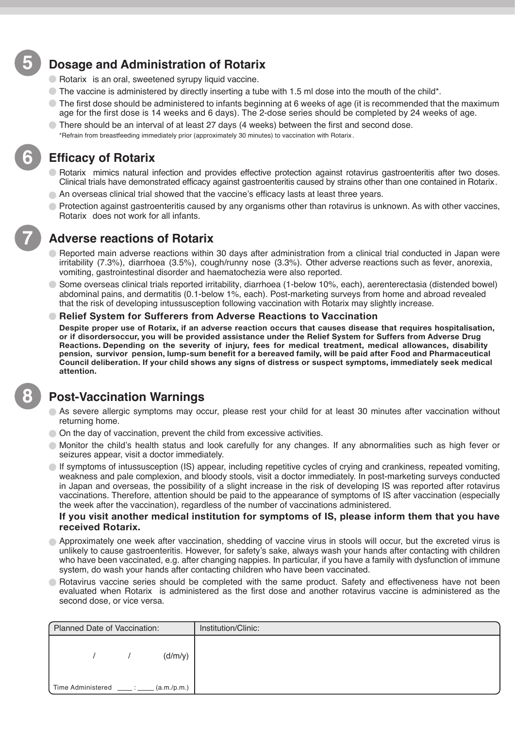## 5 Dosage and Administration of Rotarix

- Rotarix is an oral, sweetened syrupy liquid vaccine.
- The vaccine is administered by directly inserting a tube with 1.5 ml dose into the mouth of the child*.
- The first dose should be administered to infants beginning at 6 weeks of age (it is recommended that the maximum age for the first dose is 14 weeks and 6 days). The 2-dose series should be completed by 24 weeks of age.
- There should be an interval of at least 27 days (4 weeks) between the first and second dose.

*Refrain from breastfeeding immediately prior (approximately 30 minutes) to vaccination with Rotarix.

## 6 Efficacy of Rotarix

- Rotarix mimics natural infection and provides effective protection against rotavirus gastroenteritis after two doses. Clinical trials have demonstrated efficacy against gastroenteritis caused by strains other than one contained in Rotarix.
- An overseas clinical trial showed that the vaccine's efficacy lasts at least three years.
- Protection against gastroenteritis caused by any organisms other than rotavirus is unknown. As with other vaccines, Rotarix does not work for all infants.

## 7 Adverse reactions of Rotarix

- Reported main adverse reactions within 30 days after administration from a clinical trial conducted in Japan were irritability (7.3%), diarrhoea (3.5%), cough/runny nose (3.3%). Other adverse reactions such as fever, anorexia, vomiting, gastrointestinal disorder and haematochezia were also reported.
- Some overseas clinical trials reported irritability, diarrhoea (1-below 10%, each), aerenterectasia (distended bowel) abdominal pains, and dermatitis (0.1-below 1%, each). Post-marketing surveys from home and abroad revealed that the risk of developing intussusception following vaccination with Rotarix may slightly increase.
- **Relief System for Sufferers from Adverse Reactions to Vaccination**

  **Despite proper use of Rotarix, if an adverse reaction occurs that causes disease that requires hospitalisation, or if disordersoccur, you will be provided assistance under the Relief System for Suffers from Adverse Drug Reactions. Depending on the severity of injury, fees for medical treatment, medical allowances, disability pension, survivor pension, lump-sum benefit for a bereaved family, will be paid after Food and Pharmaceutical Council deliberation. If your child shows any signs of distress or suspect symptoms, immediately seek medical attention.**

## 8 Post-Vaccination Warnings

- As severe allergic symptoms may occur, please rest your child for at least 30 minutes after vaccination without returning home.
- On the day of vaccination, prevent the child from excessive activities.
- Monitor the child's health status and look carefully for any changes. If any abnormalities such as high fever or seizures appear, visit a doctor immediately.
- If symptoms of intussusception (IS) appear, including repetitive cycles of crying and crankiness, repeated vomiting, weakness and pale complexion, and bloody stools, visit a doctor immediately. In post-marketing surveys conducted in Japan and overseas, the possibility of a slight increase in the risk of developing IS was reported after rotavirus vaccinations. Therefore, attention should be paid to the appearance of symptoms of IS after vaccination (especially the week after the vaccination), regardless of the number of vaccinations administered.

  **If you visit another medical institution for symptoms of IS, please inform them that you have received Rotarix.**
- Approximately one week after vaccination, shedding of vaccine virus in stools will occur, but the excreted virus is unlikely to cause gastroenteritis. However, for safety's sake, always wash your hands after contacting with children who have been vaccinated, e.g. after changing nappies. In particular, if you have a family with dysfunction of immune system, do wash your hands after contacting children who have been vaccinated.
- Rotavirus vaccine series should be completed with the same product. Safety and effectiveness have not been evaluated when Rotarix is administered as the first dose and another rotavirus vaccine is administered as the second dose, or vice versa.

| Planned Date of Vaccination: | Institution/Clinic: |
| --- | --- |
| / / (d/m/y)<br><br>Time Administered \_\_\_\_ : \_\_\_\_ (a.m./p.m.) | |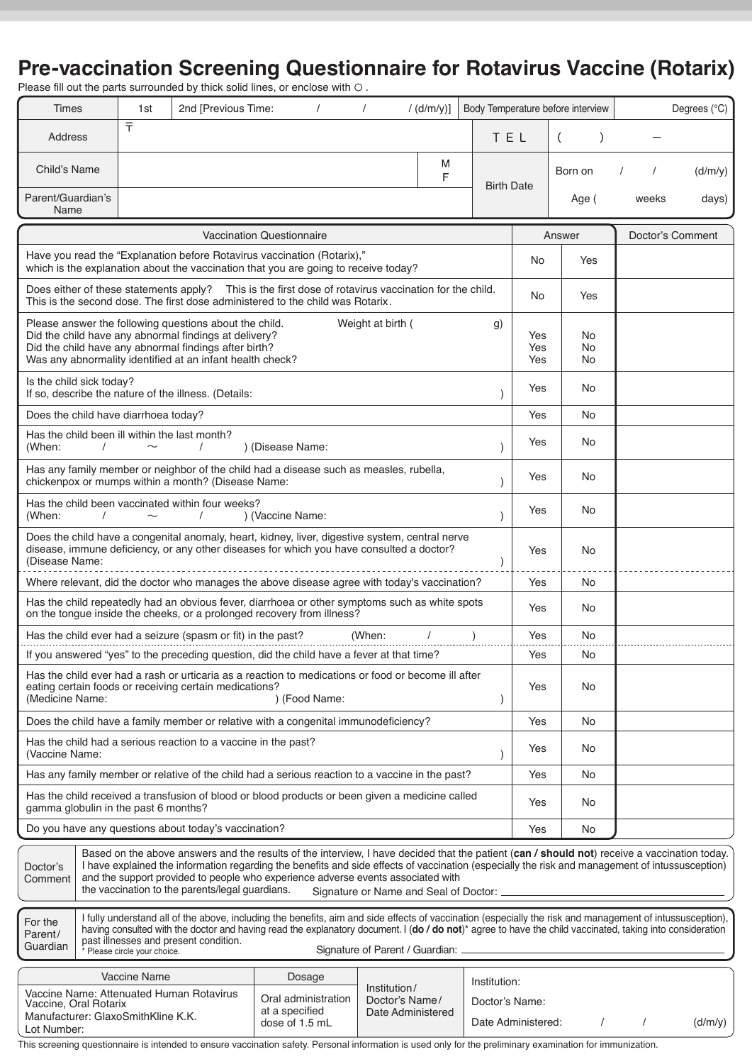# Pre-vaccination Screening Questionnaire for Rotavirus Vaccine (Rotarix)

Please fill out the parts surrounded by thick solid lines, or enclose with ○ .

| Times | 1st | 2nd [Previous Time: / / / (d/m/y)] | Body Temperature before interview | Degrees (°C) |
|---|---|---|---|---|
| Address | 〒 | | TEL | ( ) – |
| Child's Name | | M F | Birth Date | Born on / / (d/m/y) |
| Parent/Guardian's Name | | | | Age ( weeks days) |

| Vaccination Questionnaire | Answer | | Doctor's Comment |
|---|---|---|---|
| Have you read the "Explanation before Rotavirus vaccination (Rotarix)," which is the explanation about the vaccination that you are going to receive today? | No | Yes | |
| Does either of these statements apply? This is the first dose of rotavirus vaccination for the child. This is the second dose. The first dose administered to the child was Rotarix. | No | Yes | |
| Please answer the following questions about the child. Weight at birth ( g)<br>Did the child have any abnormal findings at delivery?<br>Did the child have any abnormal findings after birth?<br>Was any abnormality identified at an infant health check? | Yes<br>Yes<br>Yes | No<br>No<br>No | |
| Is the child sick today?<br>If so, describe the nature of the illness. (Details: ) | Yes | No | |
| Does the child have diarrhoea today? | Yes | No | |
| Has the child been ill within the last month?<br>(When: / ～ / ) (Disease Name: ) | Yes | No | |
| Has any family member or neighbor of the child had a disease such as measles, rubella, chickenpox or mumps within a month? (Disease Name: ) | Yes | No | |
| Has the child been vaccinated within four weeks?<br>(When: / ～ / ) (Vaccine Name: ) | Yes | No | |
| Does the child have a congenital anomaly, heart, kidney, liver, digestive system, central nerve disease, immune deficiency, or any other diseases for which you have consulted a doctor?<br>(Disease Name: ) | Yes | No | |
| Where relevant, did the doctor who manages the above disease agree with today's vaccination? | Yes | No | |
| Has the child repeatedly had an obvious fever, diarrhoea or other symptoms such as white spots on the tongue inside the cheeks, or a prolonged recovery from illness? | Yes | No | |
| Has the child ever had a seizure (spasm or fit) in the past? (When: / ) | Yes | No | |
| If you answered "yes" to the preceding question, did the child have a fever at that time? | Yes | No | |
| Has the child ever had a rash or urticaria as a reaction to medications or food or become ill after eating certain foods or receiving certain medications?<br>(Medicine Name: ) (Food Name: ) | Yes | No | |
| Does the child have a family member or relative with a congenital immunodeficiency? | Yes | No | |
| Has the child had a serious reaction to a vaccine in the past?<br>(Vaccine Name: ) | Yes | No | |
| Has any family member or relative of the child had a serious reaction to a vaccine in the past? | Yes | No | |
| Has the child received a transfusion of blood or blood products or been given a medicine called gamma globulin in the past 6 months? | Yes | No | |
| Do you have any questions about today's vaccination? | Yes | No | |

| Doctor's Comment | Based on the above answers and the results of the interview, I have decided that the patient (**can / should not**) receive a vaccination today. I have explained the information regarding the benefits and side effects of vaccination (especially the risk and management of intussusception) and the support provided to people who experience adverse events associated with the vaccination to the parents/legal guardians. Signature or Name and Seal of Doctor: |
|---|---|

| For the Parent/ Guardian | I fully understand all of the above, including the benefits, aim and side effects of vaccination (especially the risk and management of intussusception), having consulted with the doctor and having read the explanatory document. I (**do / do not**)* agree to have the child vaccinated, taking into consideration past illnesses and present condition.<br>* Please circle your choice. Signature of Parent / Guardian: |
|---|---|

| Vaccine Name | Dosage | Institution/ Doctor's Name/ Date Administered | |
|---|---|---|---|
| Vaccine Name: Attenuated Human Rotavirus Vaccine, Oral Rotarix<br>Manufacturer: GlaxoSmithKline K.K.<br>Lot Number: | Oral administration at a specified dose of 1.5 mL | | Institution:<br>Doctor's Name:<br>Date Administered: / / (d/m/y) |

This screening questionnaire is intended to ensure vaccination safety. Personal information is used only for the preliminary examination for immunization.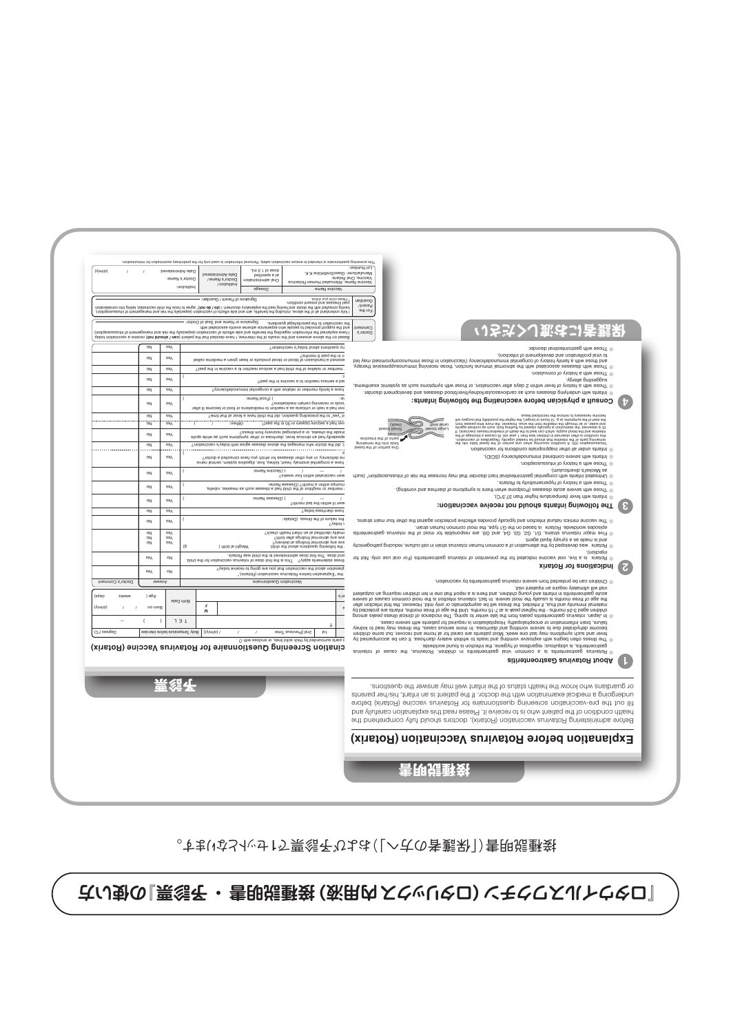# 『ロタウイルスワクチン（ロタリックス内用液）接種説明書・予診票』の使い方

接種説明書（保護者の方へ）および予診票でセットとなっています。

---

**接種説明書**

## Explanation before Rotavirus Vaccination (Rotarix)

Before administering Rotavirus vaccination (Rotarix), doctors should fully comprehend the health condition of the patient who is to receive it. Please read this explanation carefully and fill out the pre-vaccination screening questionnaire for Rotavirus vaccine (Rotarix) before undergoing a medical examination with the doctor. If the patient is an infant, his/her parents or guardians who know the health status of the infant well may answer the questions.

### 1 About Rotavirus Gastroenteritis

- Rotavirus gastroenteritis is a common viral gastroenteritis in children. Rotavirus, the cause of rotavirus gastroenteritis, is ubiquitous; regardless of hygiene, the infection is found worldwide.
- The illness often begins with explosive vomiting and leads to whitish watery diarrhea. It can be accompanied by fever and such symptoms may last one week. Most patients are cared for at home and recover, but some children become dehydrated due to severe vomiting and diarrhea. In more serious cases, the illness may lead to kidney failure, brain inflammation or encephalopathy. Hospitalization is required for patients with severe cases.
- In Japan, rotavirus gastroenteritis peaks from late winter to spring. The incidence of clinical illness peaks among children aged 3-24 months - the highest peak is at 7-15 months. Until the age of three months, infants are protected by maternal immunity and thus, if infected, the illness will be asymptomatic or only mild. However, the first infection after the age of three months is usually the most severe. In fact, rotavirus infection is the most common cause of severe acute gastroenteritis in infants and young children, and there is a report that one in ten children requiring an outpatient visit will ultimately require an inpatient visit.
- Children can be protected from severe rotavirus gastroenteritis by vaccination.

### 2 Indications for Rotarix

- Rotarix is a live, oral vaccine indicated for the prevention of rotavirus gastroenteritis (For oral use only. Not for injection).
- Rotarix was developed by the attenuation of a common human rotavirus strain in cell culture, reducing pathogenicity and is made as a syrupy liquid agent.
- Five major rotavirus strains, G1, G2, G3, G4, and G9, are responsible for most of the rotavirus gastroenteritis episodes worldwide. Rotarix is based on the G1 type, the most common human strain.
- The vaccine mimics natural infection and typically provides effective protection against the other four main strains.

### 3 The following infants should not receive vaccination:

- Infants with fever (temperature higher than 37.5°C).
- Those with severe acute diseases (Postpone when there is symptoms of diarrhea and vomiting).
- Those with a history of hypersensitivity to Rotarix.
- Untreated infants with congenital gastrointestinal tract disorder that may increase the risk of intussusception* (such as Meckel's diverticulum).
- Those with a history of intussusception.
- Infants with severe combined immunodeficiency (SCID).
- Infants under all other inappropriate conditions for vaccination.

*Intussusception (IS): A condition occurring when one portion of the bowel folds into the remaining parts of the intestine. Regardless of vaccination, this condition is often observed in children less than 1 year old. IS causes a blockage of the intestine and the blood supply, which can lead to the death of intestinal tissues. The obstruction is typically cleared by flushing fluid, such as contrast agents and water, or air through the intestine from the anus. However, the more time passes from the start of symptoms, the higher the possibility that surgery will become necessary to remove the necrotized tissue.

One portion of the bowel folds into the remaining parts of the intestine
Small bowel
Large bowel

### 4 Consult a physician before vaccinating the following infants:

- Infants with underlying diseases such as cardiovascular/kidney/liver/blood diseases and development disorder.
- Those with a history of fever within 2 days after vaccination, or those with symptoms such as systemic exanthema, suggesting allergy.
- Those with a history of convulsion.
- Those with diseases associated with the abnormal immune function, those receiving immunosuppressive therapy, and those with a family history of congenital immunodeficiency (Vaccination in those immunocompromised may lead to viral proliferation and development of infection).
- Those with gastrointestinal disorder.

**保護者にお渡しください**

---

**予診票**

## Vaccination Screening Questionnaire for Rotavirus Vaccine (Rotarix)

| Vaccination Questionnaire | Answer | | Doctor's Comment |
|---|---|---|---|
| | | | |

Vaccine Name: Attenuated Human Rotavirus Vaccine, Oral Rotarix
Dosage: Oral administration at a specified dose of 1.5 mL

This screening questionnaire is intended to ensure vaccination safety. Personal information is used only for the preliminary examination for immunization.